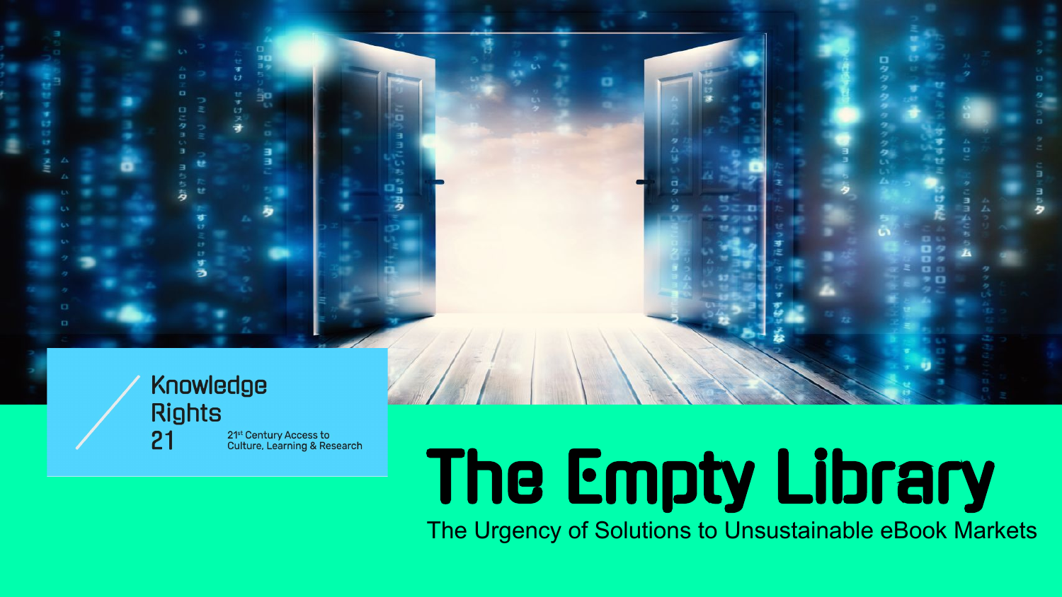Knowledge Rights 21

21st Century Access to Culture, Learning & Research

# The Empty Library

The Urgency of Solutions to Unsustainable eBook Markets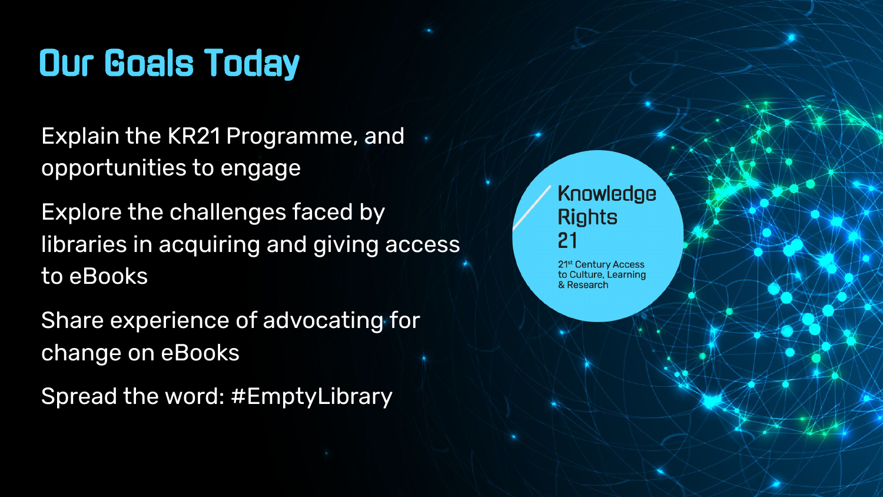# Our Goals Today

Explain the KR21 Programme, and opportunities to engage

Explore the challenges faced by libraries in acquiring and giving access to eBooks

Share experience of advocating for change on eBooks

Spread the word: #EmptyLibrary

Knowledge Rights 21

21st Century Access to Culture, Learning & Research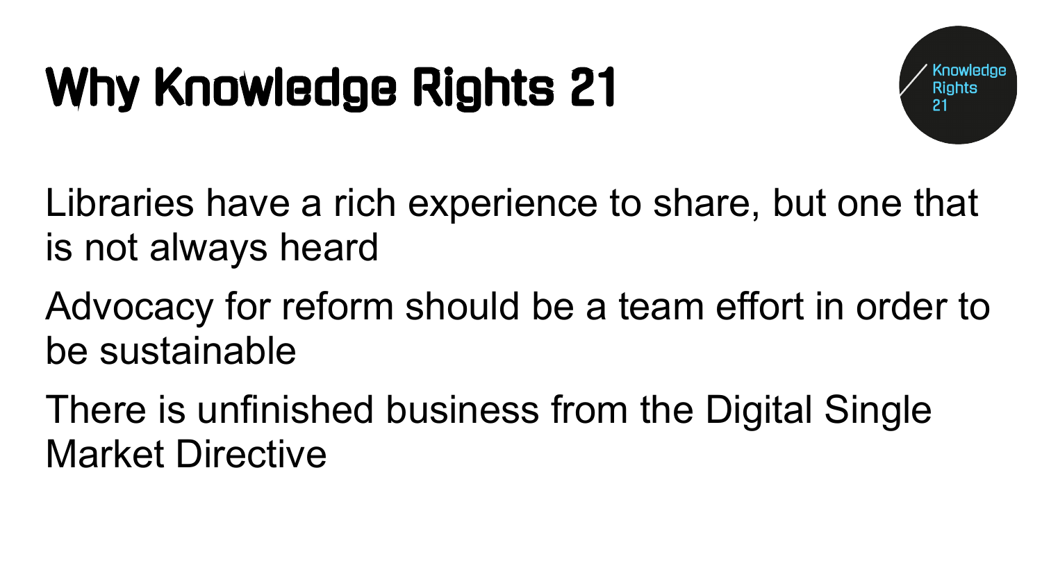# Why Knowledge Rights 21

Libraries have a rich experience to share, but one that is not always heard

Advocacy for reform should be a team effort in order to be sustainable

There is unfinished business from the Digital Single Market Directive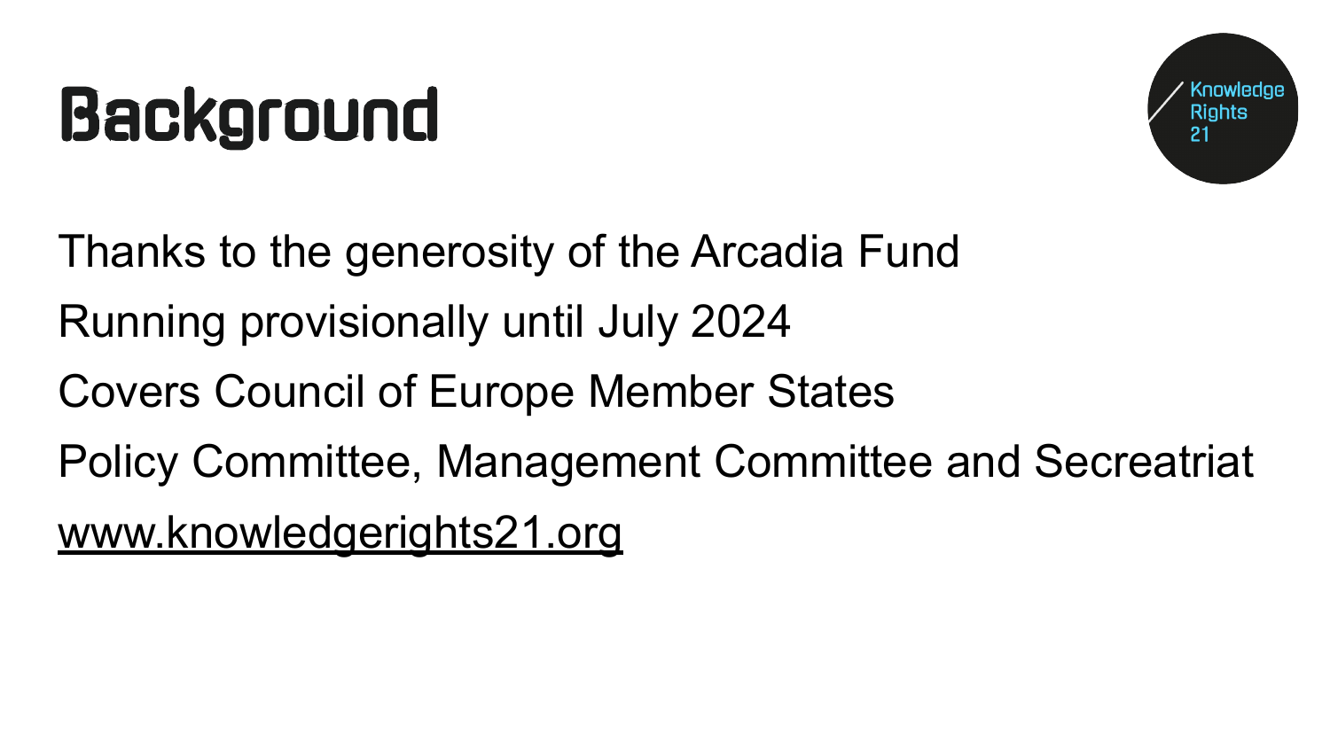# Background

Thanks to the generosity of the Arcadia Fund

Running provisionally until July 2024

Covers Council of Europe Member States

Policy Committee, Management Committee and Secreatriat

www.knowledgerights21.org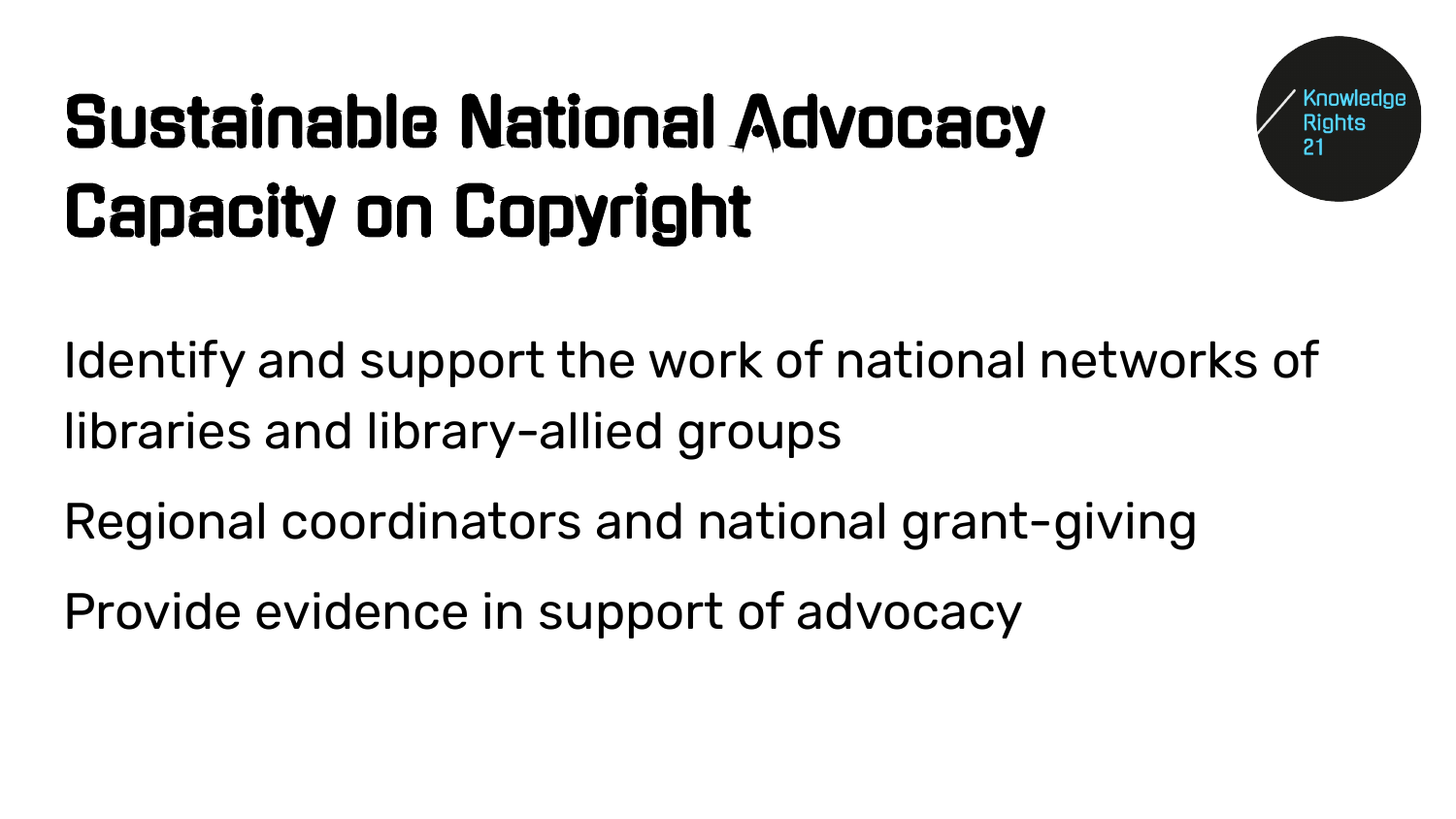# Sustainable National Advocacy Capacity on Copyright

Knowledge Rights 21

Identify and support the work of national networks of libraries and library-allied groups

Regional coordinators and national grant-giving

Provide evidence in support of advocacy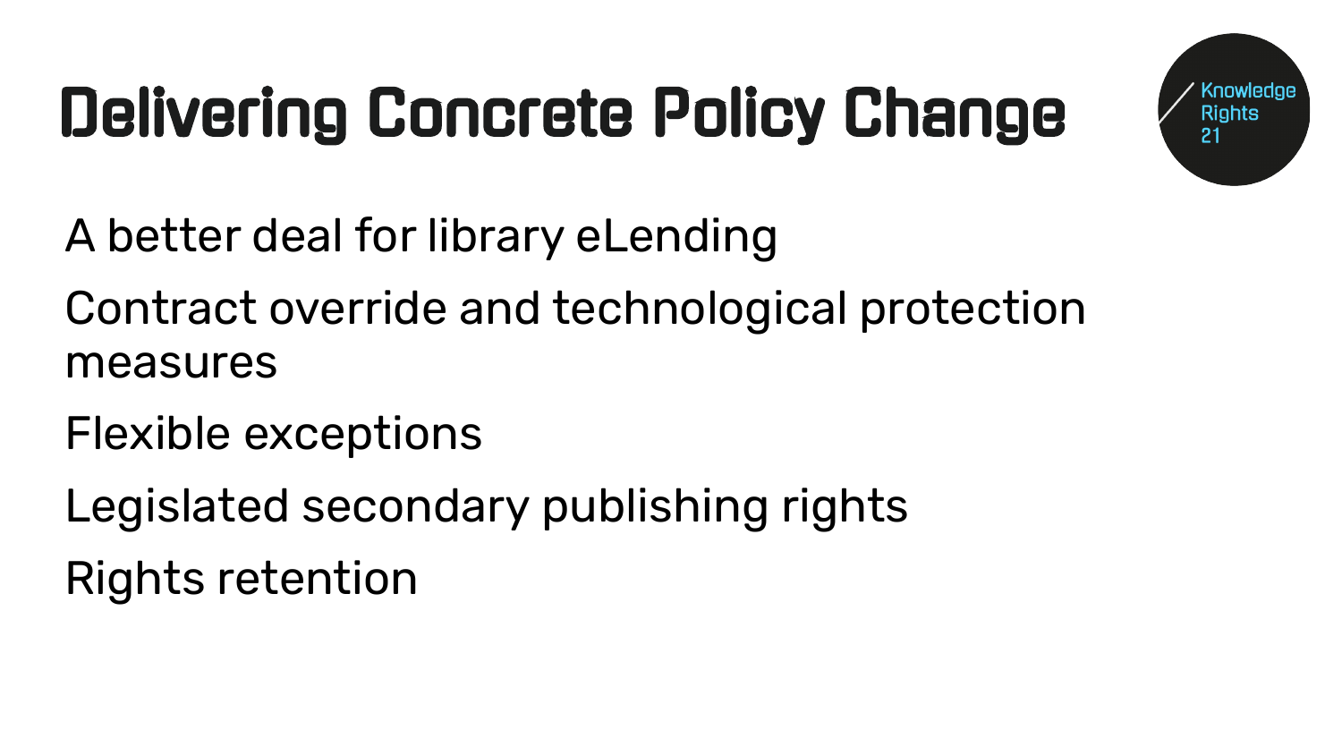# Delivering Concrete Policy Change

Knowledge Rights 21

A better deal for library eLending

Contract override and technological protection measures

Flexible exceptions

Legislated secondary publishing rights

Rights retention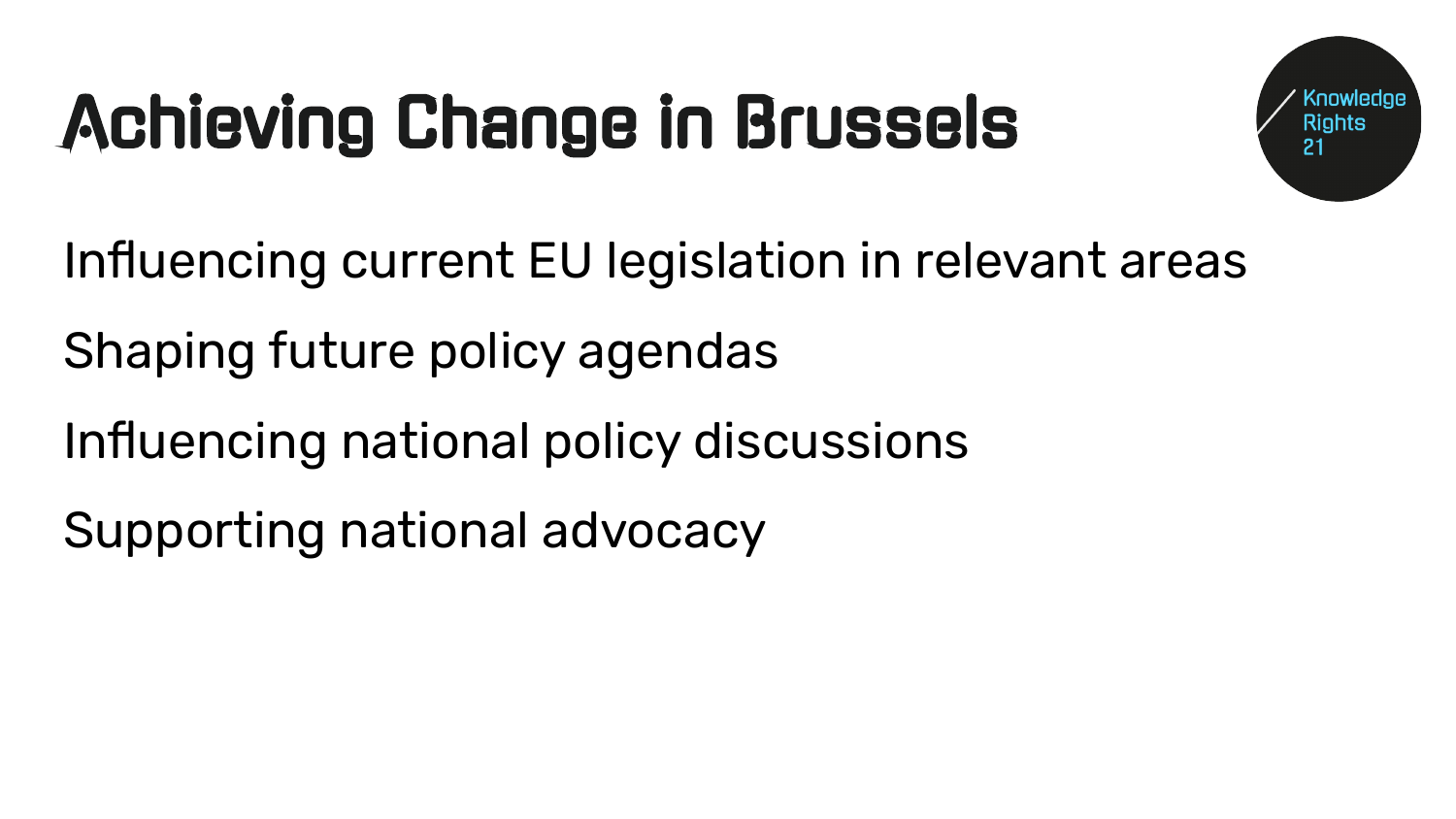# Achieving Change in Brussels

Influencing current EU legislation in relevant areas

Shaping future policy agendas

Influencing national policy discussions

Supporting national advocacy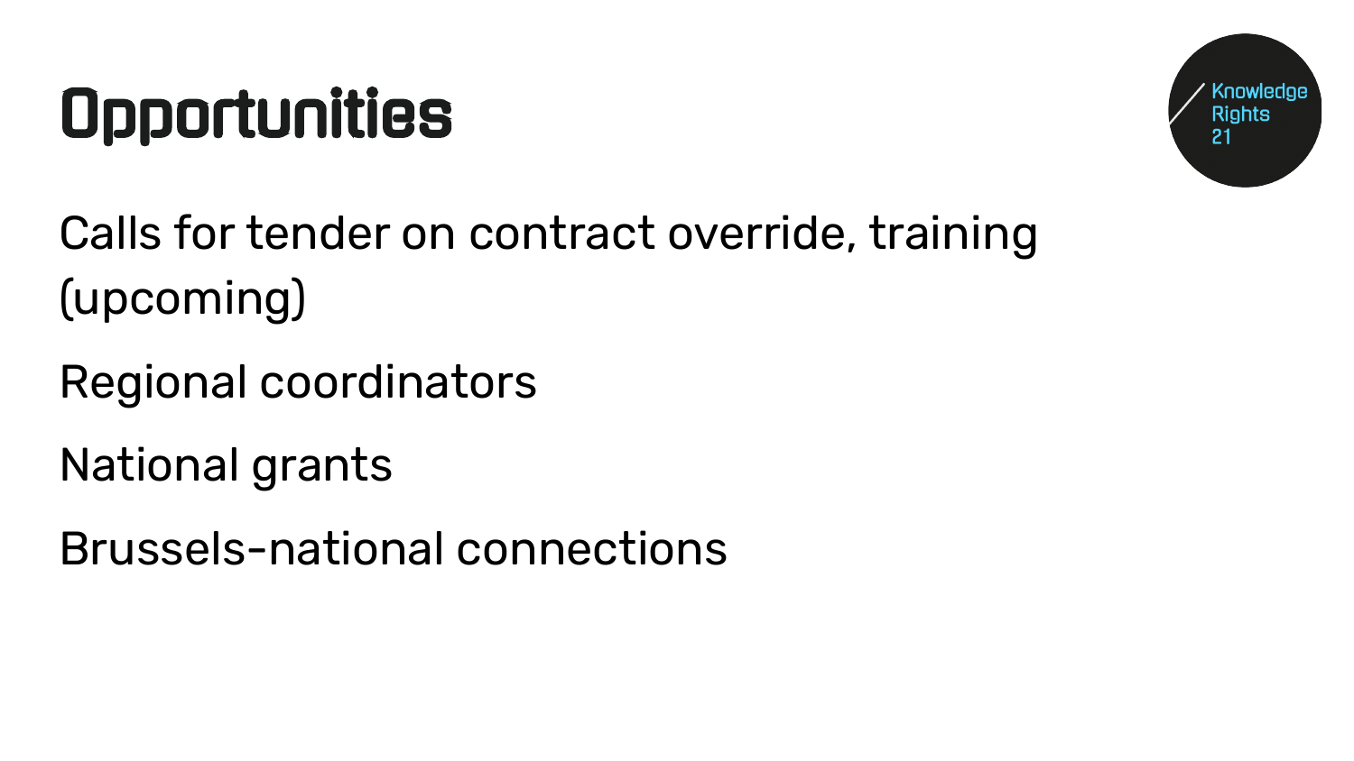# Opportunities

Calls for tender on contract override, training (upcoming)

Regional coordinators

National grants

Brussels-national connections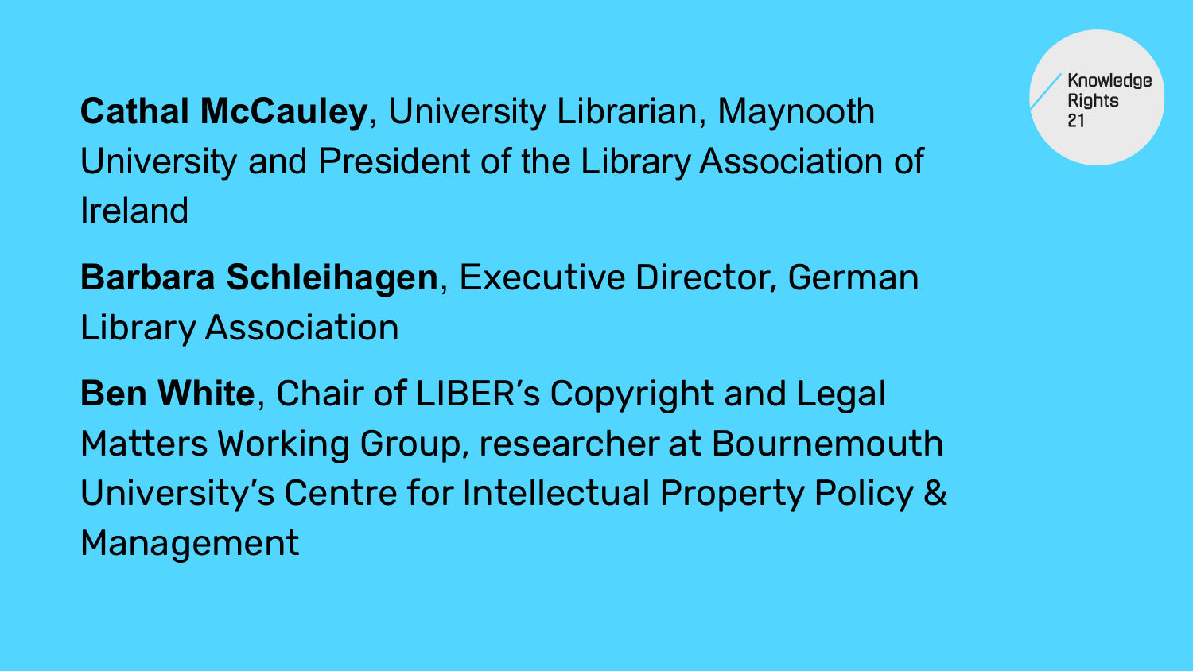**Cathal McCauley**, University Librarian, Maynooth University and President of the Library Association of Ireland

**Barbara Schleihagen**, Executive Director, German Library Association

**Ben White**, Chair of LIBER's Copyright and Legal Matters Working Group, researcher at Bournemouth University's Centre for Intellectual Property Policy & Management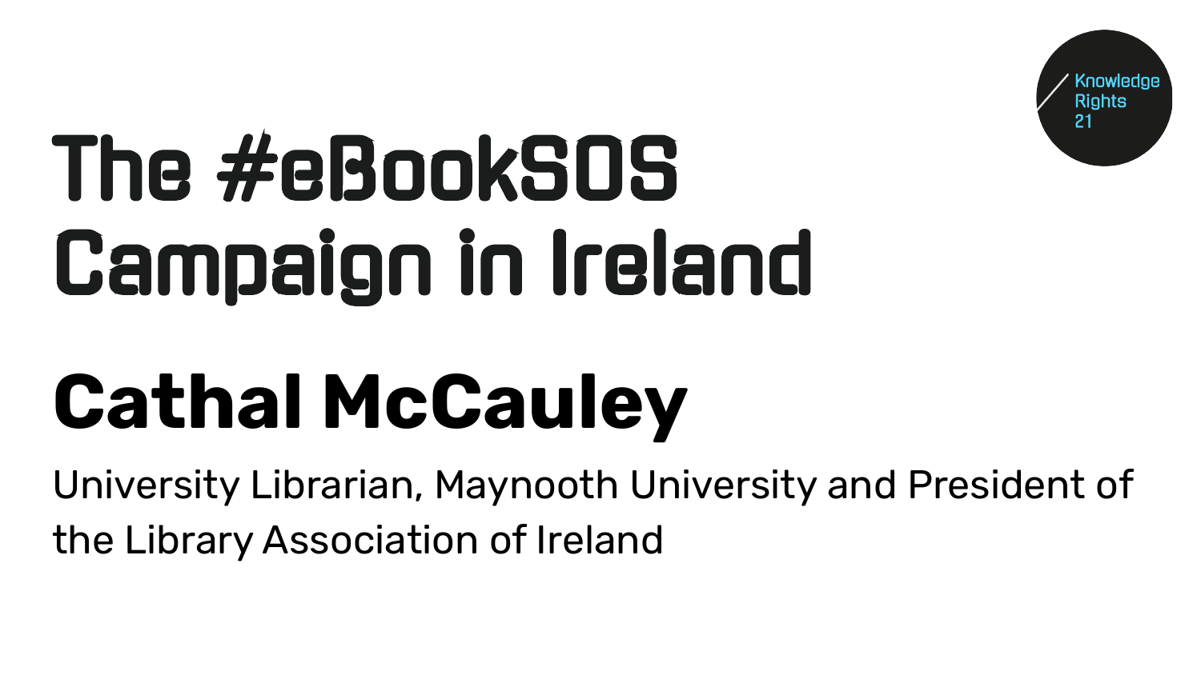Knowledge Rights 21

# The #eBookSOS Campaign in Ireland

## Cathal McCauley

University Librarian, Maynooth University and President of the Library Association of Ireland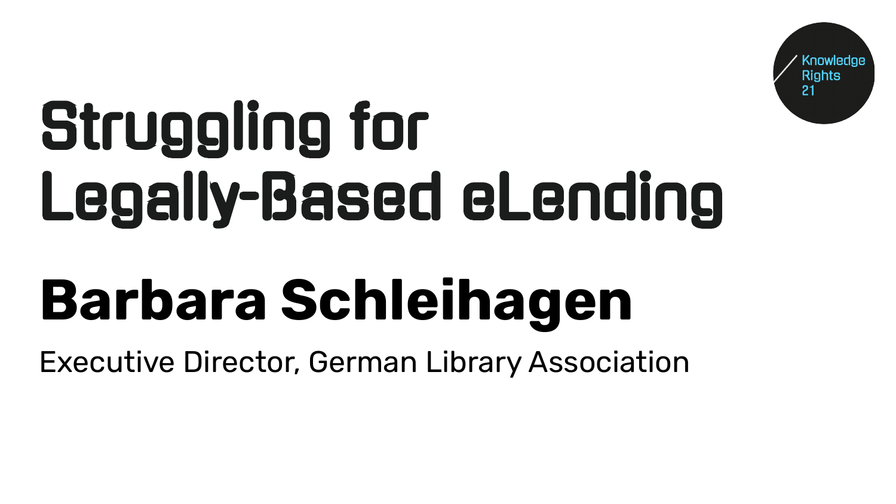Knowledge Rights 21

# Struggling for Legally-Based eLending

## Barbara Schleihagen

Executive Director, German Library Association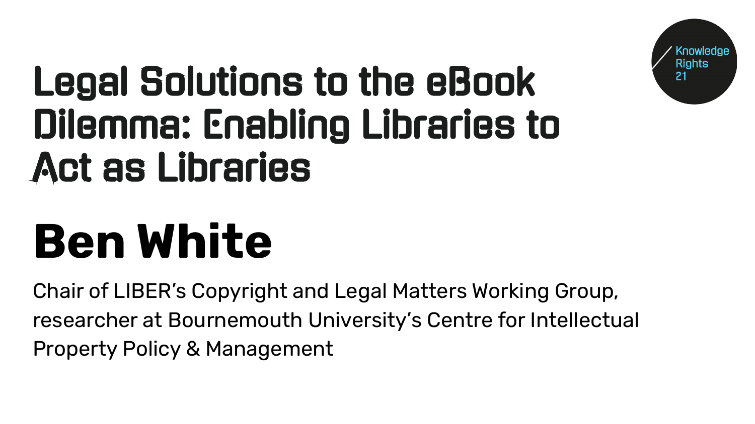Knowledge Rights 21

# Legal Solutions to the eBook Dilemma: Enabling Libraries to Act as Libraries

# Ben White

Chair of LIBER's Copyright and Legal Matters Working Group, researcher at Bournemouth University's Centre for Intellectual Property Policy & Management